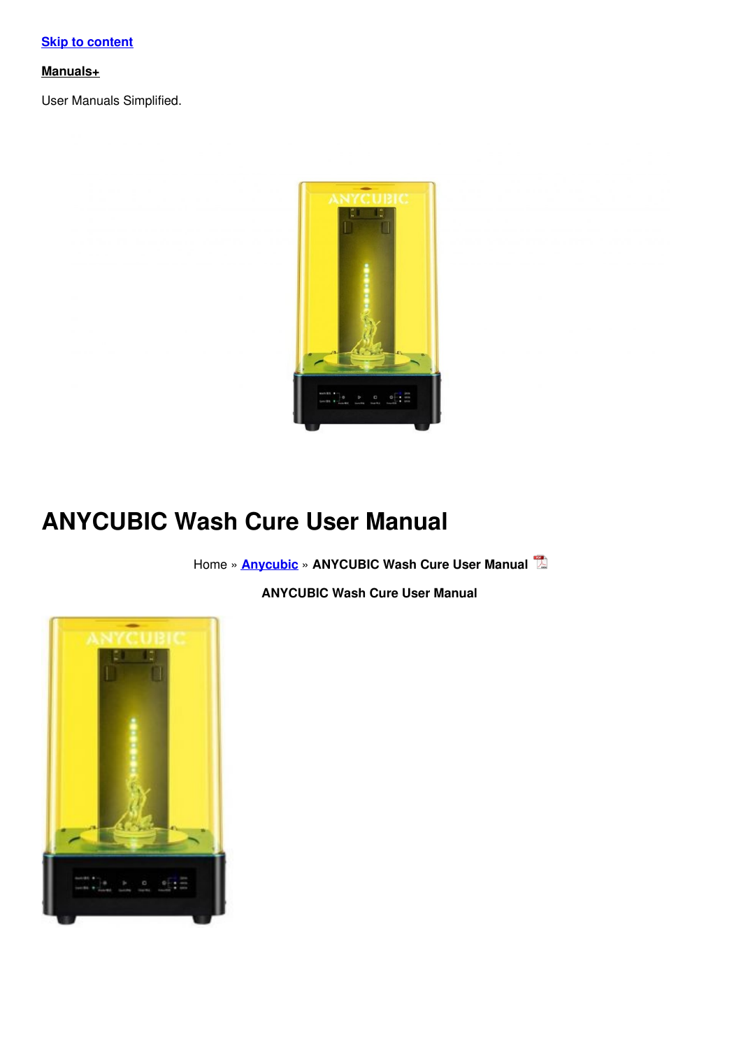Skip to content

**Manuals+**

User Manuals Simplified.

# ANYCUBIC Wash Cure User Manual

Home » Anycubic » ANYCUBIC Wash Cure User Manual

**ANYCUBIC Wash Cure User Manual**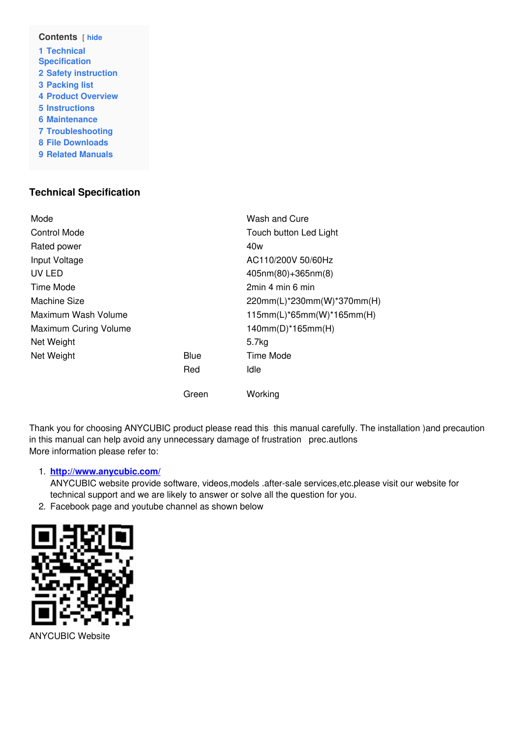**Contents** [ hide

1 Technical Specification
2 Safety instruction
3 Packing list
4 Product Overview
5 Instructions
6 Maintenance
7 Troubleshooting
8 File Downloads
9 Related Manuals

## Technical Specification

| | | |
|---|---|---|
| Mode | | Wash and Cure |
| Control Mode | | Touch button Led Light |
| Rated power | | 40w |
| Input Voltage | | AC110/200V 50/60Hz |
| UV LED | | 405nm(80)+365nm(8) |
| Time Mode | | 2min 4 min 6 min |
| Machine Size | | 220mm(L)*230mm(W)*370mm(H) |
| Maximum Wash Volume | | 115mm(L)*65mm(W)*165mm(H) |
| Maximum Curing Volume | | 140mm(D)*165mm(H) |
| Net Weight | | 5.7kg |
| Net Weight | Blue | Time Mode |
| | Red | Idle |
| | Green | Working |

Thank you for choosing ANYCUBIC product please read this this manual carefully. The installation )and precaution in this manual can help avoid any unnecessary damage of frustration prec.autlons
More information please refer to:

1. **http://www.anycubic.com/**
   ANYCUBIC website provide software, videos,models .after-sale services,etc.please visit our website for technical support and we are likely to answer or solve all the question for you.
2. Facebook page and youtube channel as shown below

ANYCUBIC Website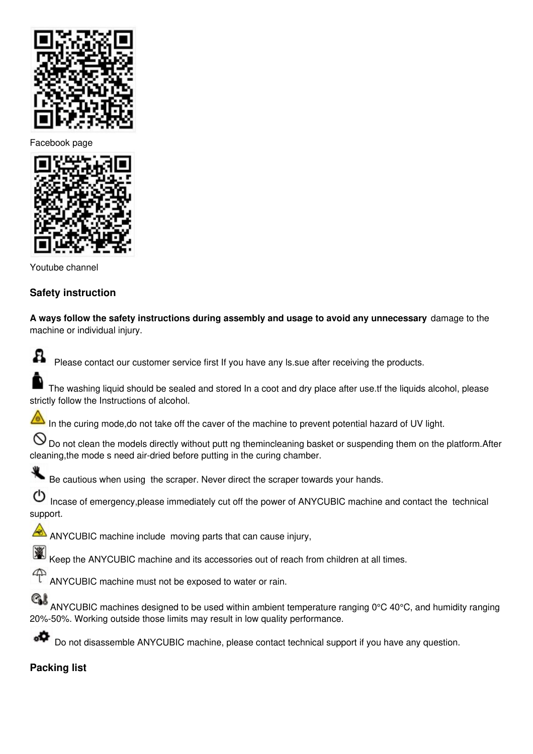Facebook page

Youtube channel

### Safety instruction

**A ways follow the safety instructions during assembly and usage to avoid any unnecessary** damage to the machine or individual injury.

Please contact our customer service first If you have any ls.sue after receiving the products.

The washing liquid should be sealed and stored In a coot and dry place after use.tf the liquids alcohol, please strictly follow the Instructions of alcohol.

In the curing mode,do not take off the caver of the machine to prevent potential hazard of UV light.

Do not clean the models directly without putt ng themincleaning basket or suspending them on the platform.After cleaning,the mode s need air-dried before putting in the curing chamber.

Be cautious when using the scraper. Never direct the scraper towards your hands.

Incase of emergency,please immediately cut off the power of ANYCUBIC machine and contact the technical support.

ANYCUBIC machine include moving parts that can cause injury,

Keep the ANYCUBIC machine and its accessories out of reach from children at all times.

ANYCUBIC machine must not be exposed to water or rain.

ANYCUBIC machines designed to be used within ambient temperature ranging 0°C 40°C, and humidity ranging 20%-50%. Working outside those limits may result in low quality performance.

Do not disassemble ANYCUBIC machine, please contact technical support if you have any question.

### Packing list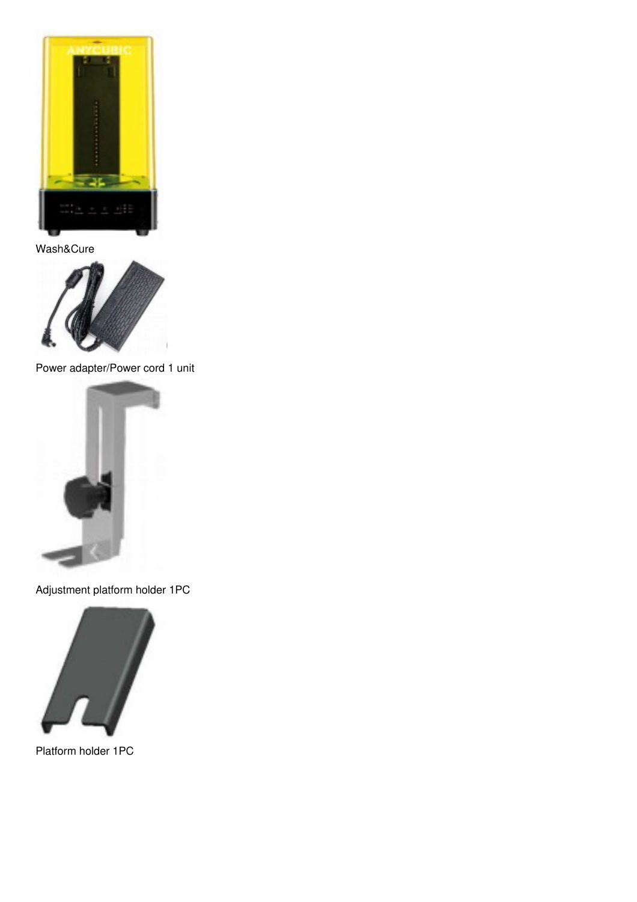Wash&Cure

Power adapter/Power cord 1 unit

Adjustment platform holder 1PC

Platform holder 1PC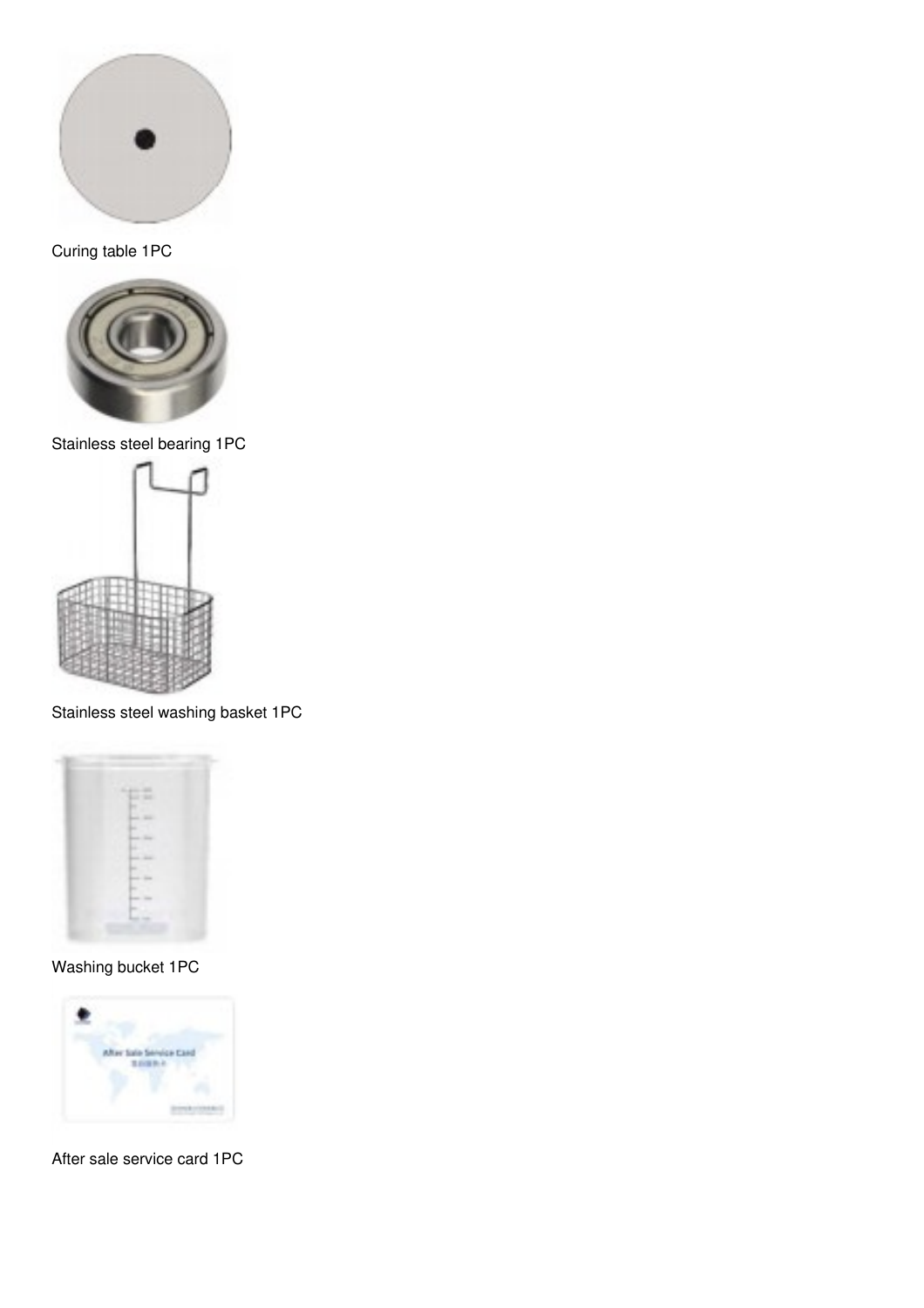Curing table 1PC

Stainless steel bearing 1PC

Stainless steel washing basket 1PC

Washing bucket 1PC

After sale service card 1PC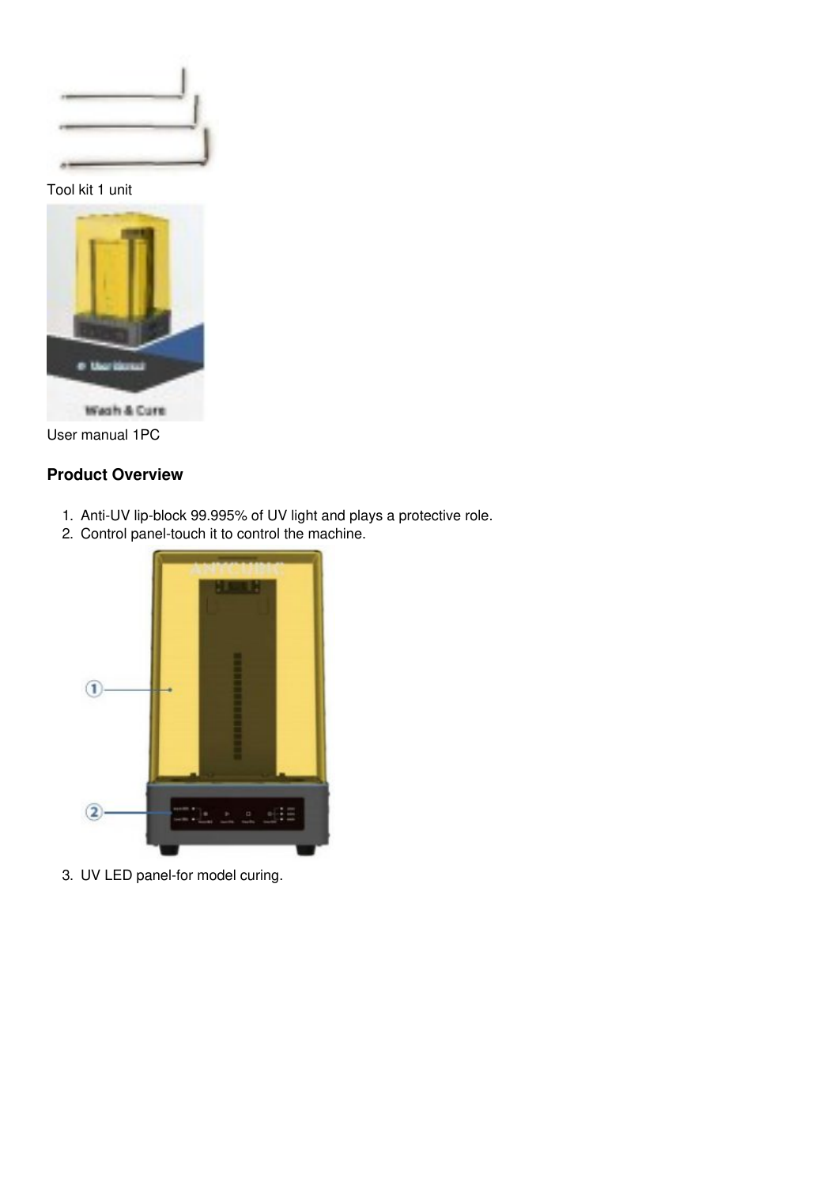Tool kit 1 unit

User manual 1PC

### Product Overview

1. Anti-UV lip-block 99.995% of UV light and plays a protective role.
2. Control panel-touch it to control the machine.
3. UV LED panel-for model curing.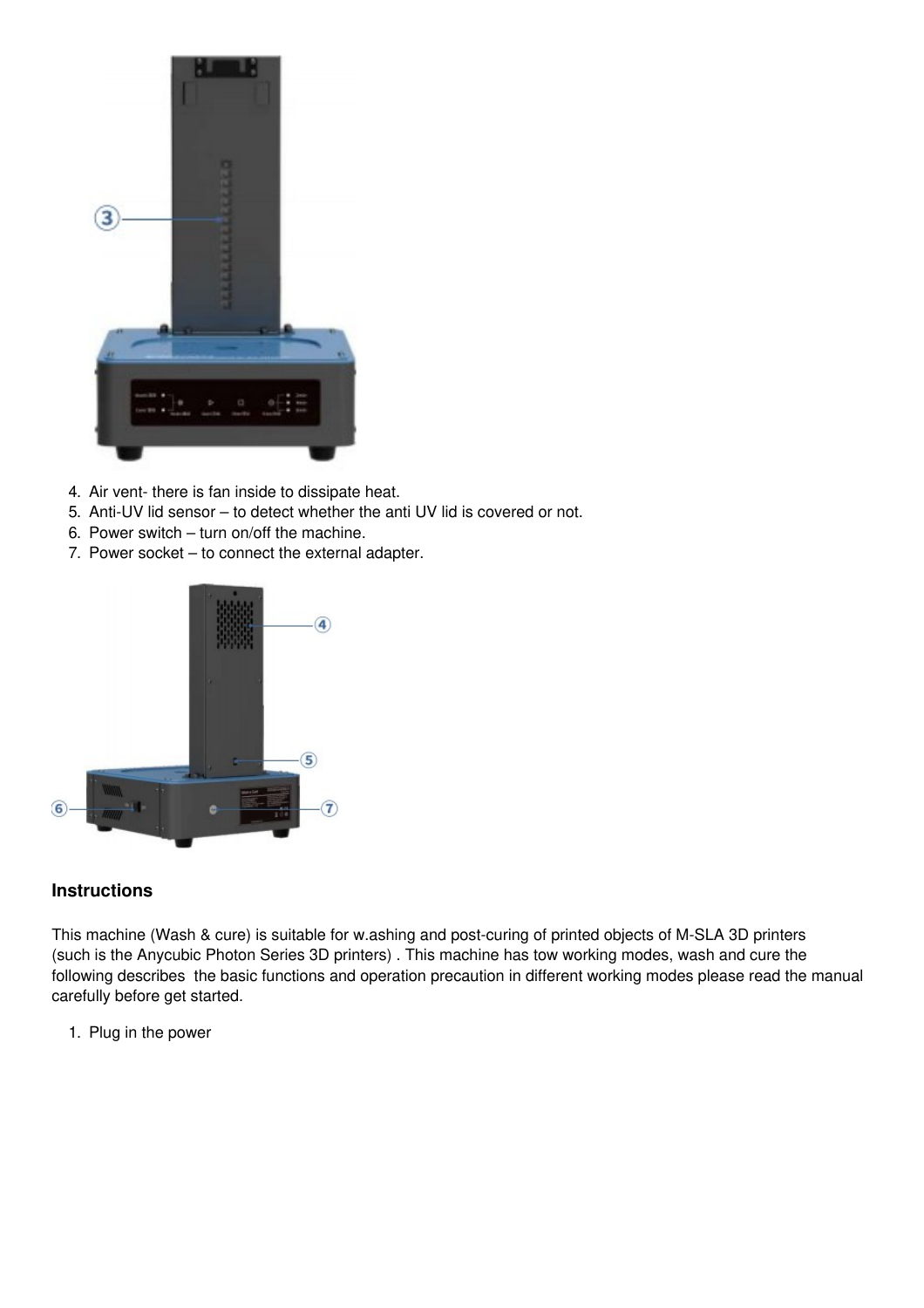4. Air vent- there is fan inside to dissipate heat.
5. Anti-UV lid sensor – to detect whether the anti UV lid is covered or not.
6. Power switch – turn on/off the machine.
7. Power socket – to connect the external adapter.

## Instructions

This machine (Wash & cure) is suitable for w.ashing and post-curing of printed objects of M-SLA 3D printers (such is the Anycubic Photon Series 3D printers) . This machine has tow working modes, wash and cure the following describes the basic functions and operation precaution in different working modes please read the manual carefully before get started.

1. Plug in the power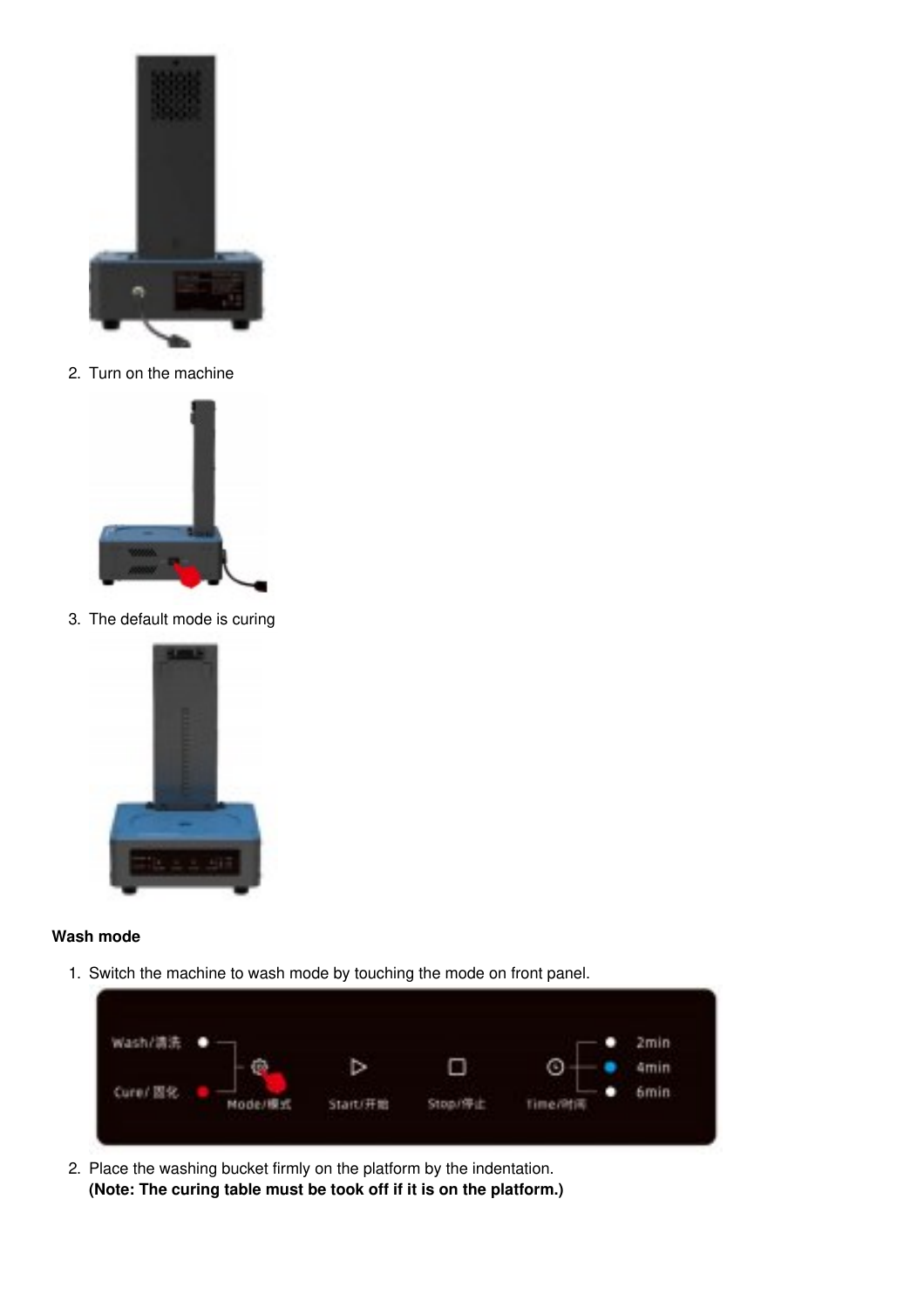2. Turn on the machine

3. The default mode is curing

**Wash mode**

1. Switch the machine to wash mode by touching the mode on front panel.

2. Place the washing bucket firmly on the platform by the indentation.
   **(Note: The curing table must be took off if it is on the platform.)**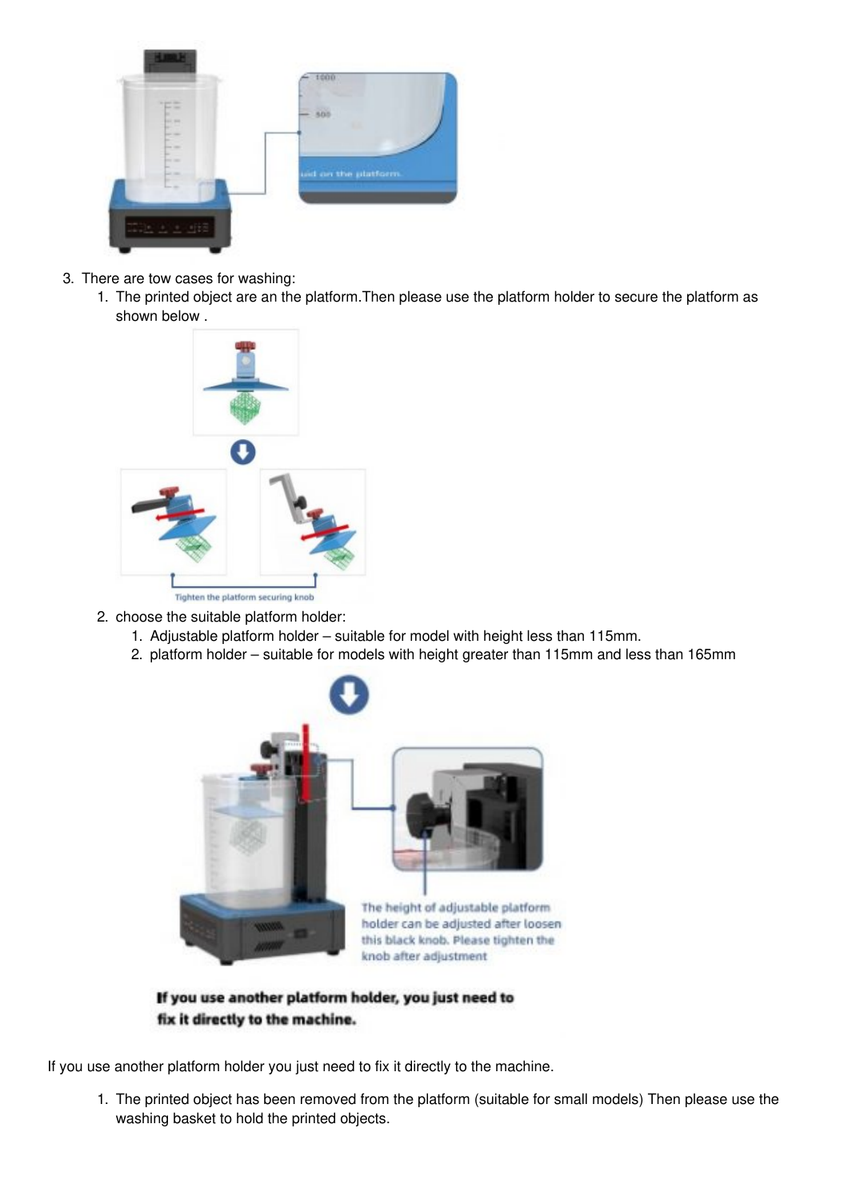3. There are tow cases for washing:
    1. The printed object are an the platform.Then please use the platform holder to secure the platform as shown below .
    2. choose the suitable platform holder:
        1. Adjustable platform holder – suitable for model with height less than 115mm.
        2. platform holder – suitable for models with height greater than 115mm and less than 165mm

If you use another platform holder you just need to fix it directly to the machine.

1. The printed object has been removed from the platform (suitable for small models) Then please use the washing basket to hold the printed objects.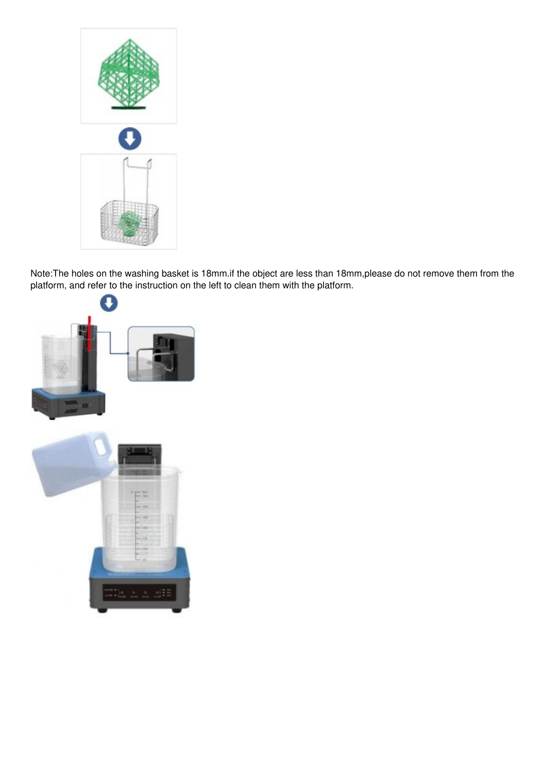Note:The holes on the washing basket is 18mm.if the object are less than 18mm,please do not remove them from the platform, and refer to the instruction on the left to clean them with the platform.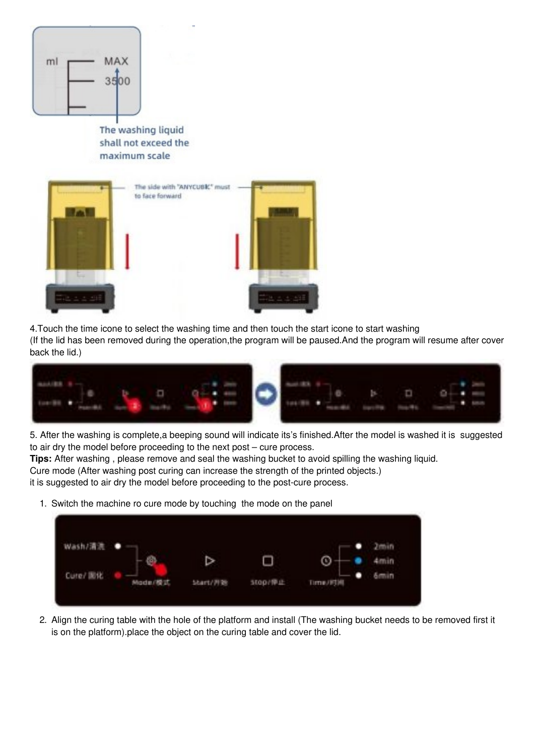4.Touch the time icone to select the washing time and then touch the start icone to start washing
(If the lid has been removed during the operation,the program will be paused.And the program will resume after cover back the lid.)

5. After the washing is complete,a beeping sound will indicate its's finished.After the model is washed it is suggested to air dry the model before proceeding to the next post – cure process.
**Tips:** After washing , please remove and seal the washing bucket to avoid spilling the washing liquid.
Cure mode (After washing post curing can increase the strength of the printed objects.)
it is suggested to air dry the model before proceeding to the post-cure process.

1. Switch the machine ro cure mode by touching the mode on the panel

2. Align the curing table with the hole of the platform and install (The washing bucket needs to be removed first it is on the platform).place the object on the curing table and cover the lid.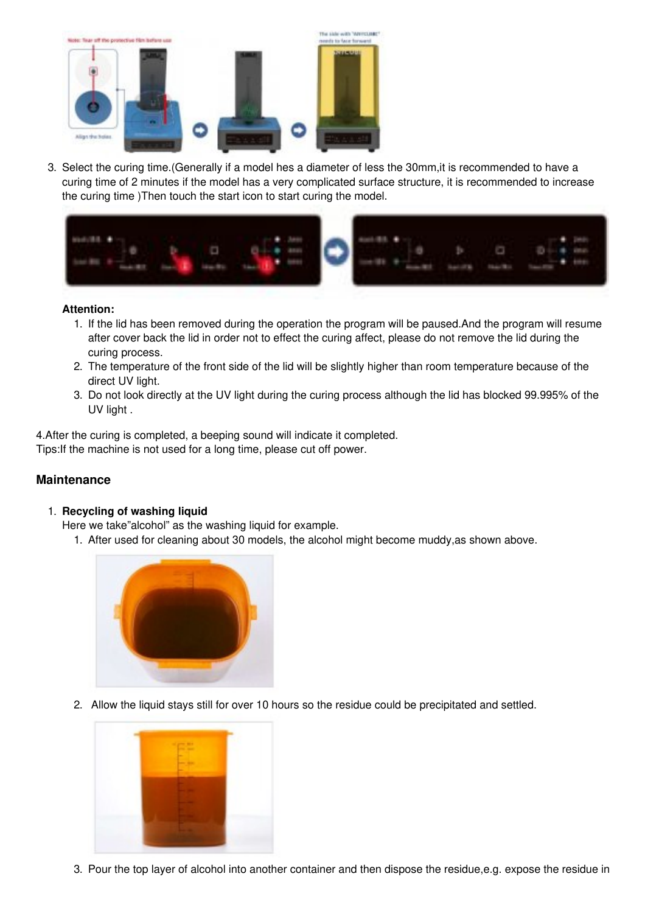3. Select the curing time.(Generally if a model hes a diameter of less the 30mm,it is recommended to have a curing time of 2 minutes if the model has a very complicated surface structure, it is recommended to increase the curing time )Then touch the start icon to start curing the model.

   **Attention:**

   1. If the lid has been removed during the operation the program will be paused.And the program will resume after cover back the lid in order not to effect the curing affect, please do not remove the lid during the curing process.
   2. The temperature of the front side of the lid will be slightly higher than room temperature because of the direct UV light.
   3. Do not look directly at the UV light during the curing process although the lid has blocked 99.995% of the UV light .

4.After the curing is completed, a beeping sound will indicate it completed.
Tips:If the machine is not used for a long time, please cut off power.

## Maintenance

1. **Recycling of washing liquid**
   Here we take"alcohol" as the washing liquid for example.
   1. After used for cleaning about 30 models, the alcohol might become muddy,as shown above.
   2. Allow the liquid stays still for over 10 hours so the residue could be precipitated and settled.
   3. Pour the top layer of alcohol into another container and then dispose the residue,e.g. expose the residue in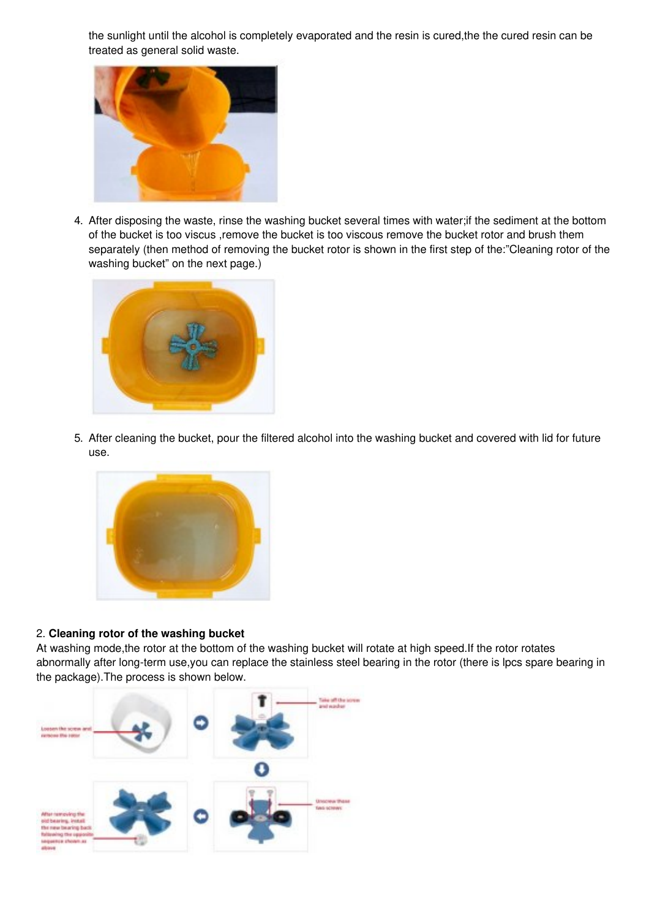the sunlight until the alcohol is completely evaporated and the resin is cured,the the cured resin can be treated as general solid waste.

4. After disposing the waste, rinse the washing bucket several times with water;if the sediment at the bottom of the bucket is too viscus ,remove the bucket is too viscous remove the bucket rotor and brush them separately (then method of removing the bucket rotor is shown in the first step of the:"Cleaning rotor of the washing bucket" on the next page.)

5. After cleaning the bucket, pour the filtered alcohol into the washing bucket and covered with lid for future use.

2. **Cleaning rotor of the washing bucket**

At washing mode,the rotor at the bottom of the washing bucket will rotate at high speed.If the rotor rotates abnormally after long-term use,you can replace the stainless steel bearing in the rotor (there is lpcs spare bearing in the package).The process is shown below.

Loosen the screw and remove the rotor

Take off the screw and washer

Unscrew these two screws

After removing the old bearing, install the new bearing back following the opposite sequence shown as above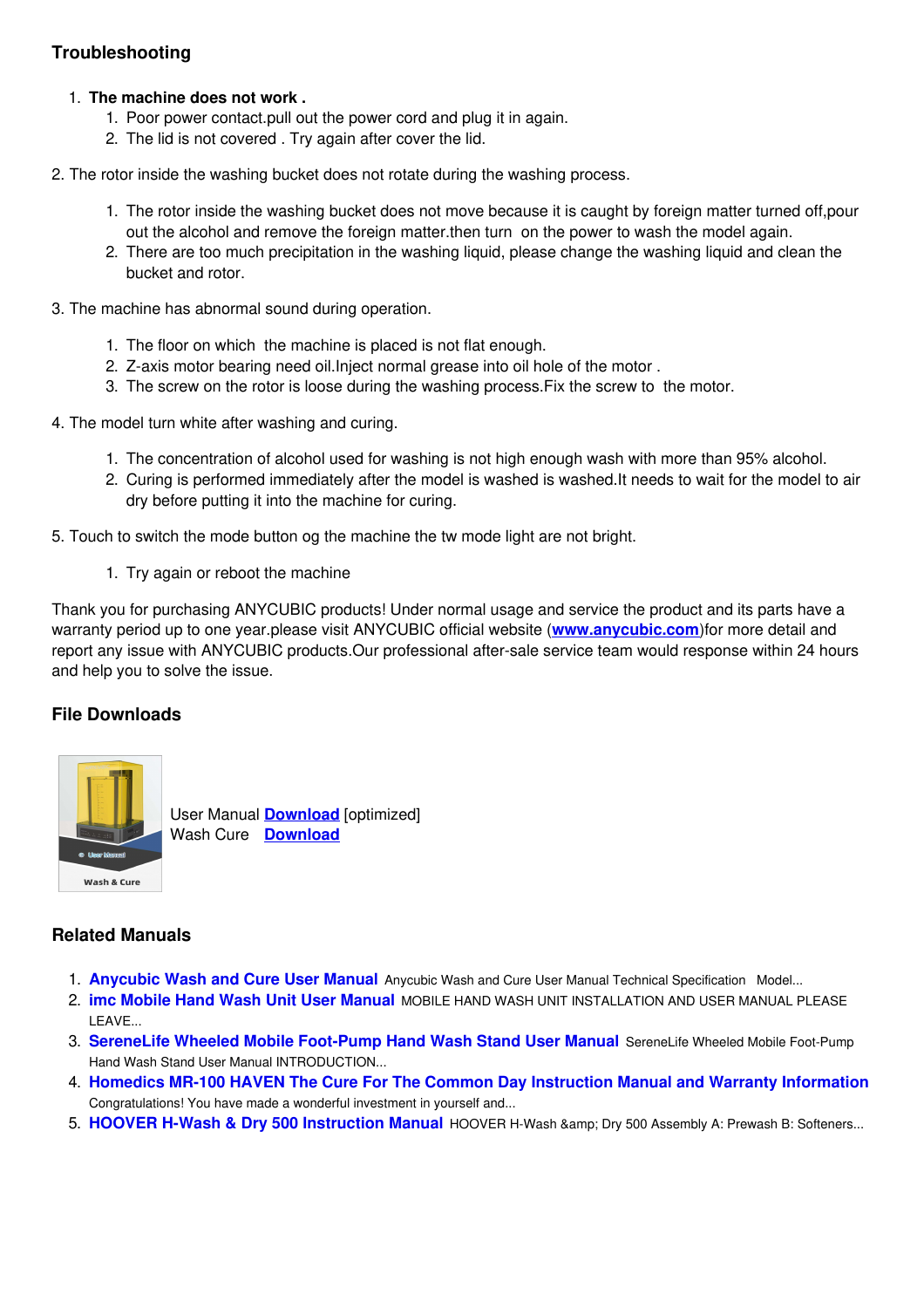## Troubleshooting

1. **The machine does not work .**
   1. Poor power contact.pull out the power cord and plug it in again.
   2. The lid is not covered . Try again after cover the lid.

2. The rotor inside the washing bucket does not rotate during the washing process.

   1. The rotor inside the washing bucket does not move because it is caught by foreign matter turned off,pour out the alcohol and remove the foreign matter.then turn on the power to wash the model again.
   2. There are too much precipitation in the washing liquid, please change the washing liquid and clean the bucket and rotor.

3. The machine has abnormal sound during operation.

   1. The floor on which the machine is placed is not flat enough.
   2. Z-axis motor bearing need oil.Inject normal grease into oil hole of the motor .
   3. The screw on the rotor is loose during the washing process.Fix the screw to the motor.

4. The model turn white after washing and curing.

   1. The concentration of alcohol used for washing is not high enough wash with more than 95% alcohol.
   2. Curing is performed immediately after the model is washed is washed.It needs to wait for the model to air dry before putting it into the machine for curing.

5. Touch to switch the mode button og the machine the tw mode light are not bright.

   1. Try again or reboot the machine

Thank you for purchasing ANYCUBIC products! Under normal usage and service the product and its parts have a warranty period up to one year.please visit ANYCUBIC official website (**www.anycubic.com**)for more detail and report any issue with ANYCUBIC products.Our professional after-sale service team would response within 24 hours and help you to solve the issue.

## File Downloads

User Manual **Download** [optimized]
Wash Cure **Download**

## Related Manuals

1. **Anycubic Wash and Cure User Manual** Anycubic Wash and Cure User Manual Technical Specification Model...
2. **imc Mobile Hand Wash Unit User Manual** MOBILE HAND WASH UNIT INSTALLATION AND USER MANUAL PLEASE LEAVE...
3. **SereneLife Wheeled Mobile Foot-Pump Hand Wash Stand User Manual** SereneLife Wheeled Mobile Foot-Pump Hand Wash Stand User Manual INTRODUCTION...
4. **Homedics MR-100 HAVEN The Cure For The Common Day Instruction Manual and Warranty Information** Congratulations! You have made a wonderful investment in yourself and...
5. **HOOVER H-Wash & Dry 500 Instruction Manual** HOOVER H-Wash &amp; Dry 500 Assembly A: Prewash B: Softeners...